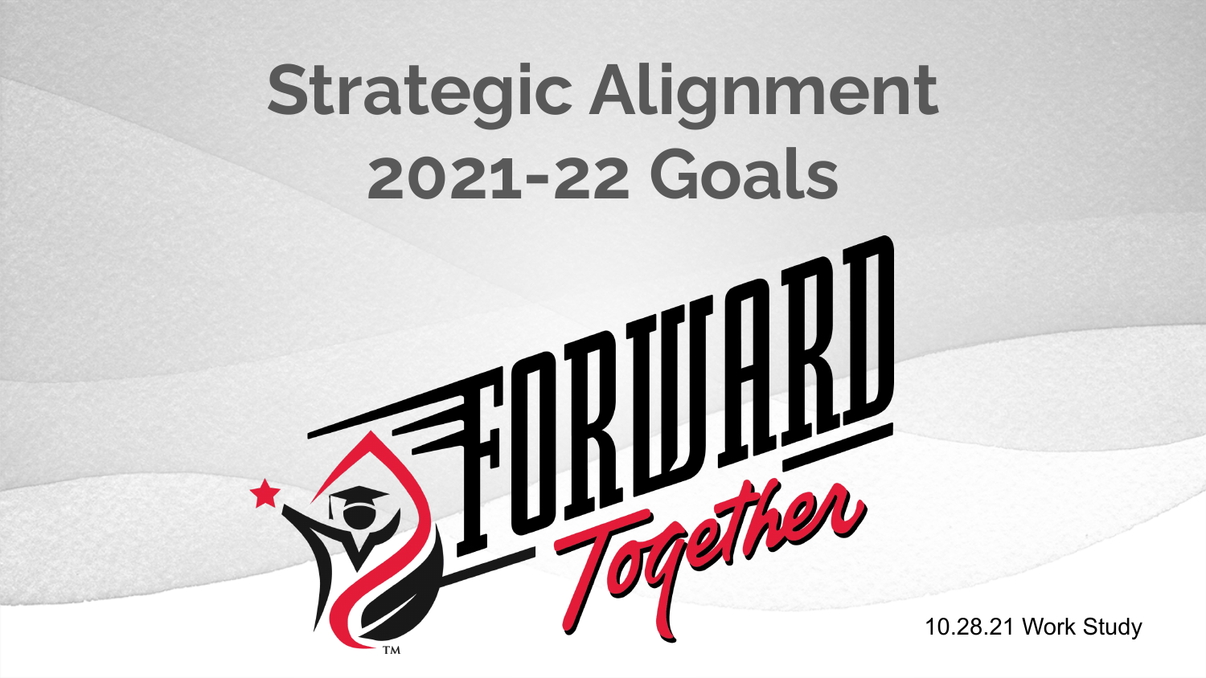# Strategic Alignment 2021-22 Goals

FORWARD Together™

10.28.21 Work Study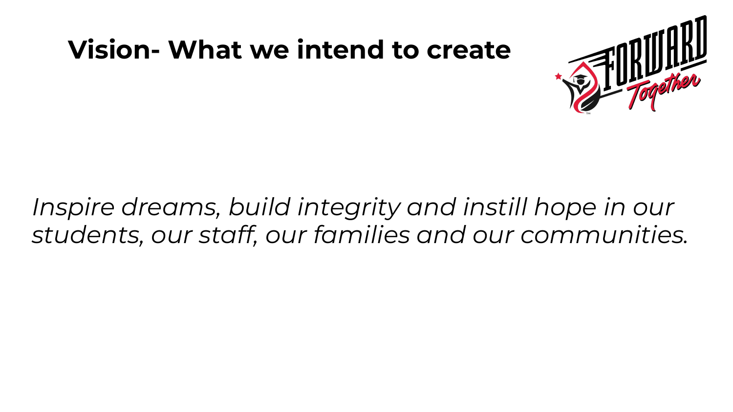# Vision- What we intend to create

*Inspire dreams, build integrity and instill hope in our students, our staff, our families and our communities.*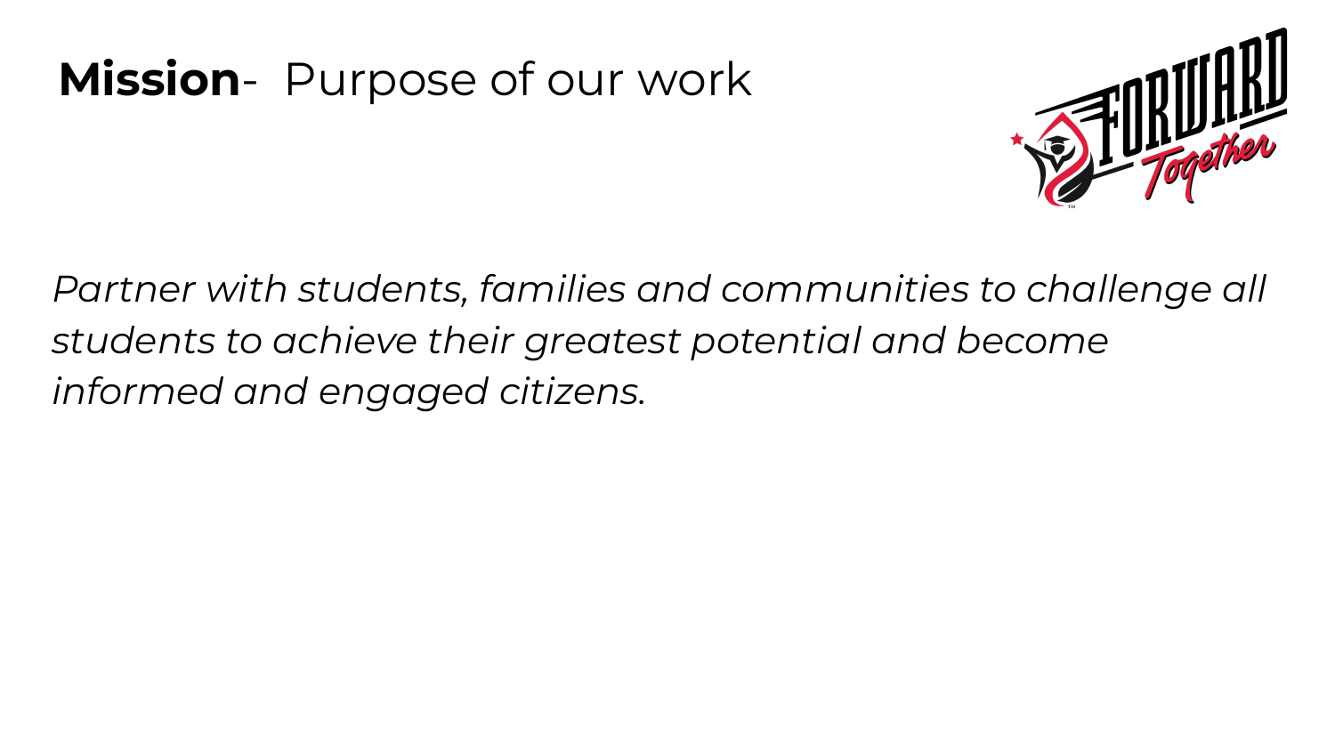# **Mission**- Purpose of our work

*Partner with students, families and communities to challenge all students to achieve their greatest potential and become informed and engaged citizens.*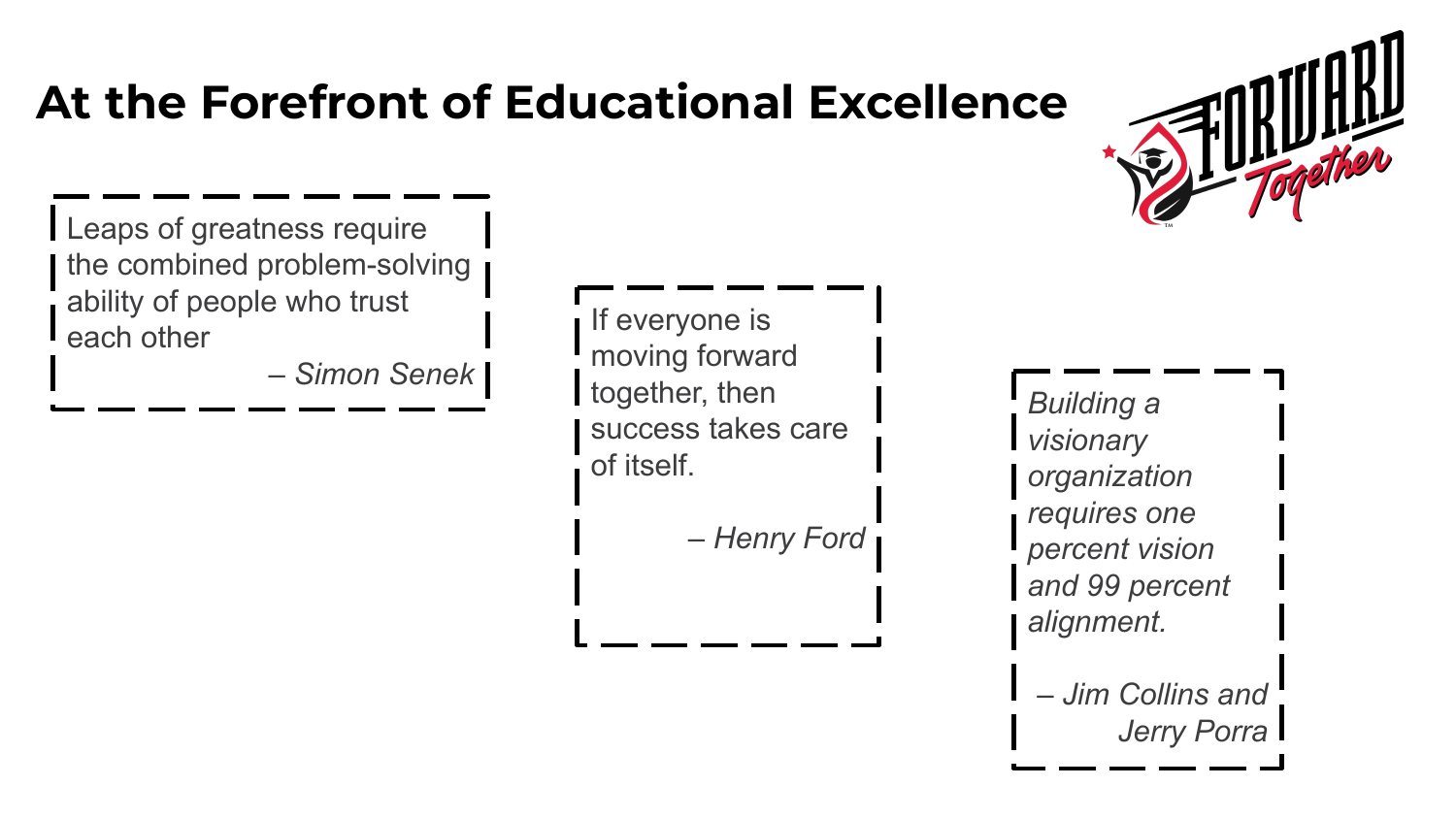# At the Forefront of Educational Excellence

> Leaps of greatness require the combined problem-solving ability of people who trust each other
>
> *– Simon Senek*

> If everyone is moving forward together, then success takes care of itself.
>
> *– Henry Ford*

> *Building a visionary organization requires one percent vision and 99 percent alignment.*
>
> *– Jim Collins and Jerry Porra*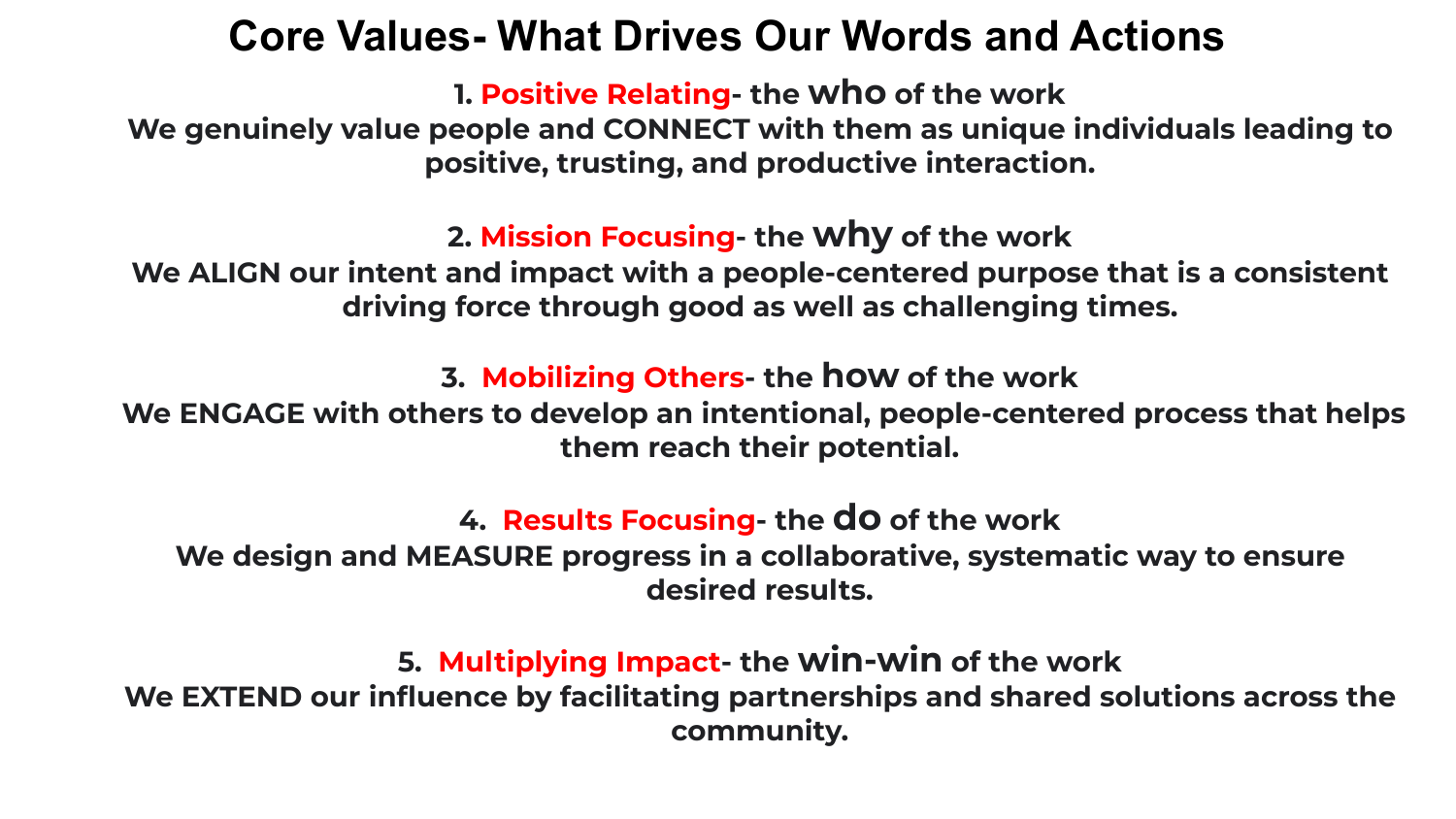# Core Values- What Drives Our Words and Actions

**1. Positive Relating- the who of the work**
**We genuinely value people and CONNECT with them as unique individuals leading to positive, trusting, and productive interaction.**

**2. Mission Focusing- the why of the work**
**We ALIGN our intent and impact with a people-centered purpose that is a consistent driving force through good as well as challenging times.**

**3. Mobilizing Others- the how of the work**
**We ENGAGE with others to develop an intentional, people-centered process that helps them reach their potential.**

**4. Results Focusing- the do of the work**
**We design and MEASURE progress in a collaborative, systematic way to ensure desired results.**

**5. Multiplying Impact- the win-win of the work**
**We EXTEND our influence by facilitating partnerships and shared solutions across the community.**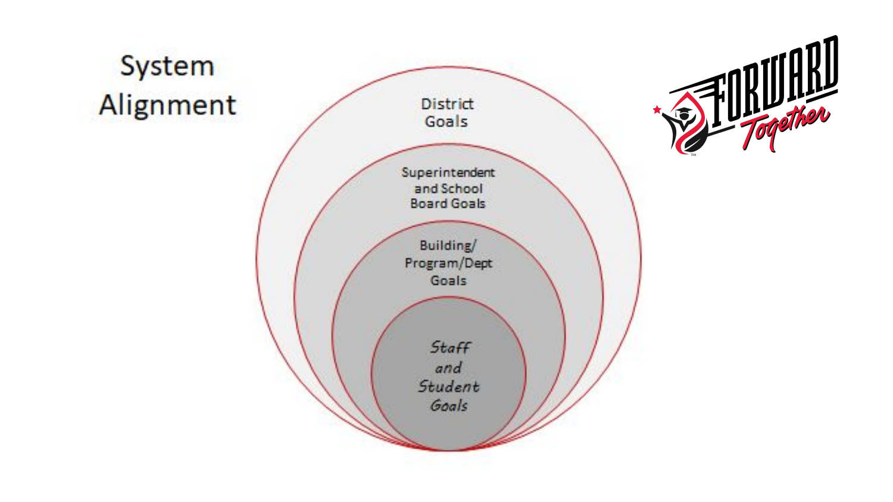# System Alignment

District Goals

Superintendent and School Board Goals

Building/ Program/Dept Goals

*Staff and Student Goals*

FORWARD *Together*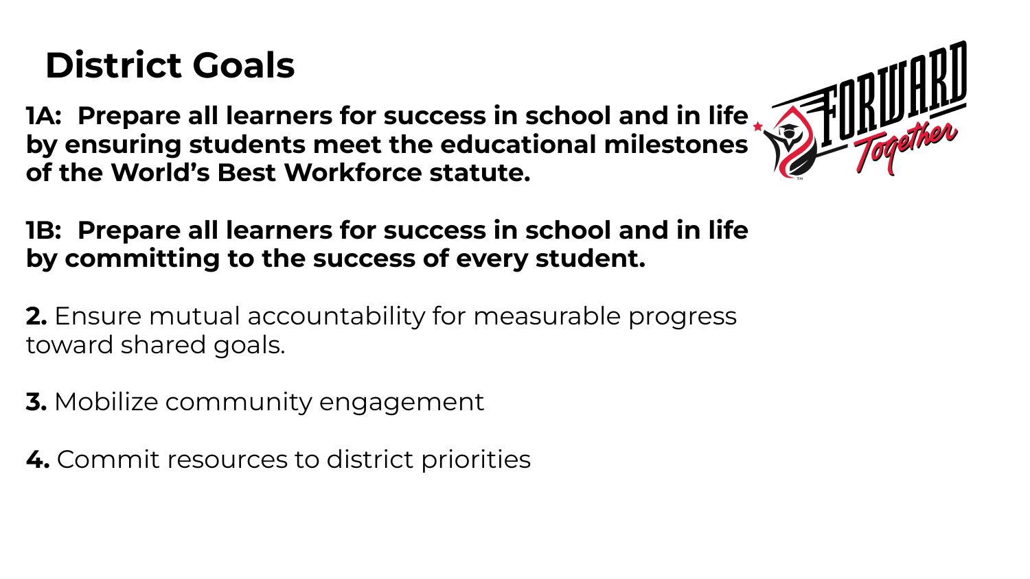# District Goals

**1A: Prepare all learners for success in school and in life by ensuring students meet the educational milestones of the World's Best Workforce statute.**

**1B: Prepare all learners for success in school and in life by committing to the success of every student.**

**2.** Ensure mutual accountability for measurable progress toward shared goals.

**3.** Mobilize community engagement

**4.** Commit resources to district priorities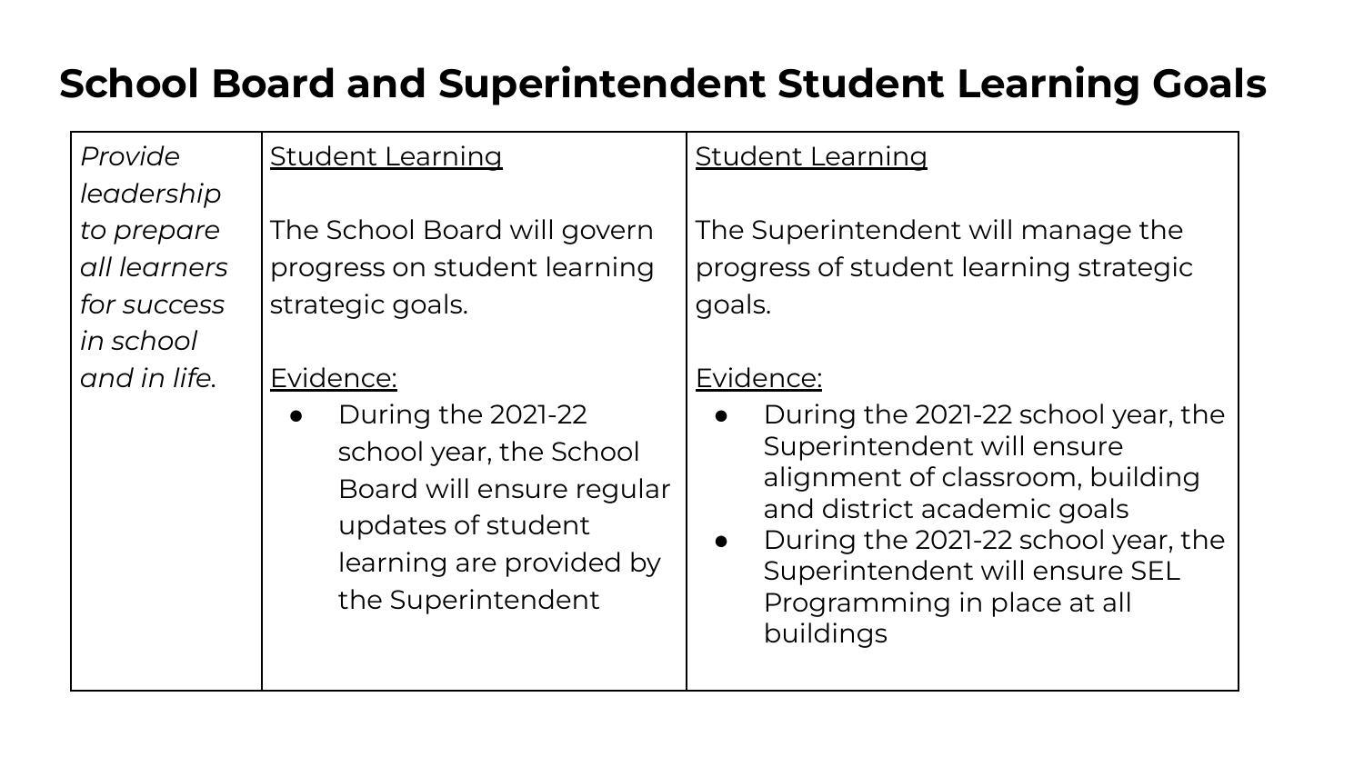# School Board and Superintendent Student Learning Goals

| *Provide leadership to prepare all learners for success in school and in life.* | <u>Student Learning</u><br><br>The School Board will govern progress on student learning strategic goals.<br><br><u>Evidence:</u><br>• During the 2021-22 school year, the School Board will ensure regular updates of student learning are provided by the Superintendent | <u>Student Learning</u><br><br>The Superintendent will manage the progress of student learning strategic goals.<br><br><u>Evidence:</u><br>• During the 2021-22 school year, the Superintendent will ensure alignment of classroom, building and district academic goals<br>• During the 2021-22 school year, the Superintendent will ensure SEL Programming in place at all buildings |
|---|---|---|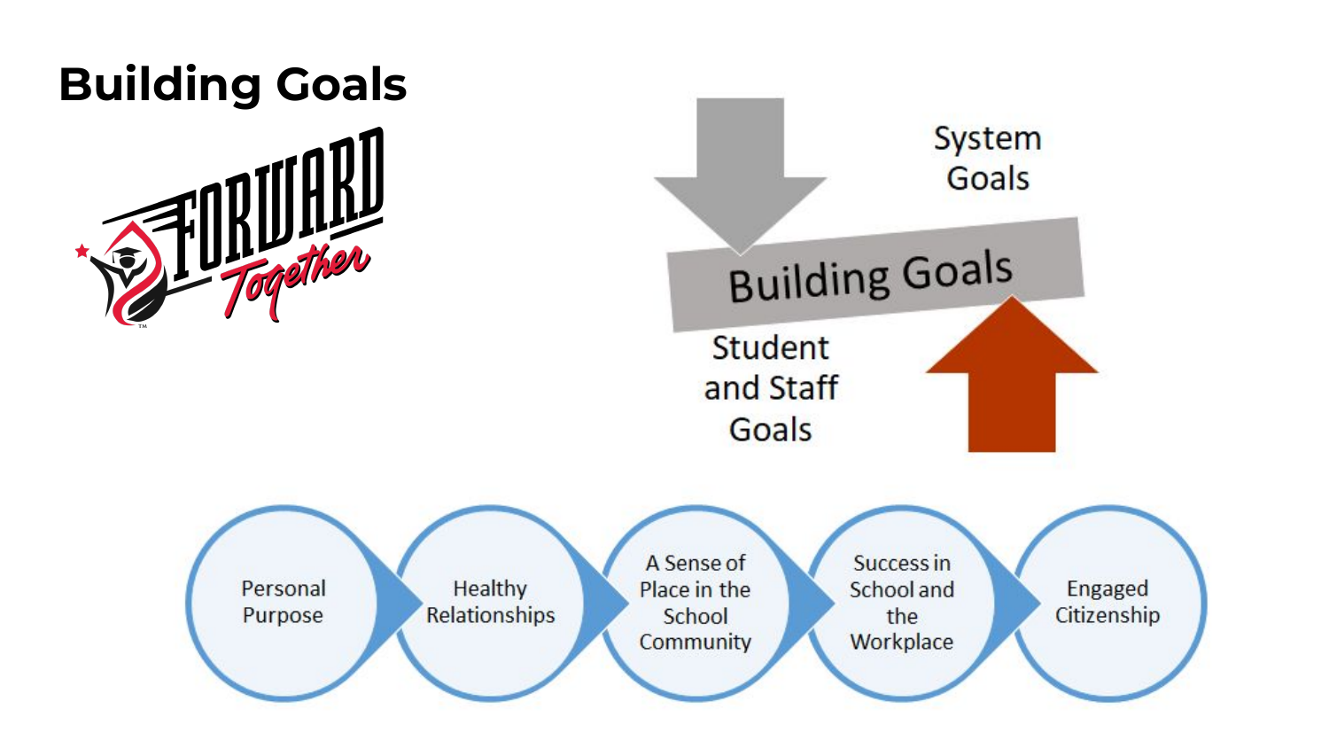# Building Goals

System Goals

Building Goals

Student and Staff Goals

Personal Purpose → Healthy Relationships → A Sense of Place in the School Community → Success in School and the Workplace → Engaged Citizenship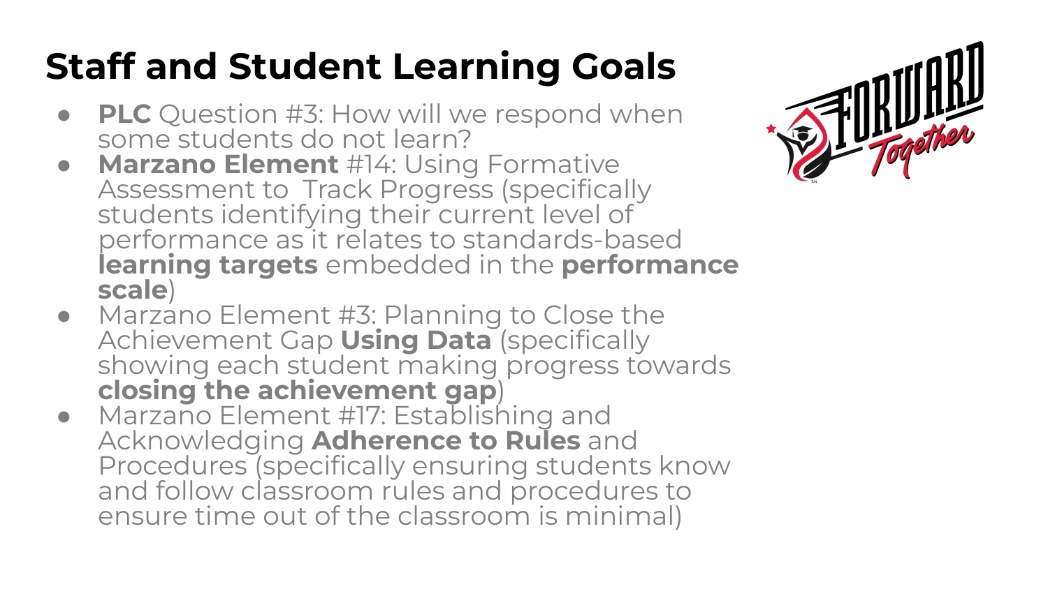# Staff and Student Learning Goals

- **PLC** Question #3: How will we respond when some students do not learn?
- **Marzano Element** #14: Using Formative Assessment to Track Progress (specifically students identifying their current level of performance as it relates to standards-based **learning targets** embedded in the **performance scale**)
- Marzano Element #3: Planning to Close the Achievement Gap **Using Data** (specifically showing each student making progress towards **closing the achievement gap**)
- Marzano Element #17: Establishing and Acknowledging **Adherence to Rules** and Procedures (specifically ensuring students know and follow classroom rules and procedures to ensure time out of the classroom is minimal)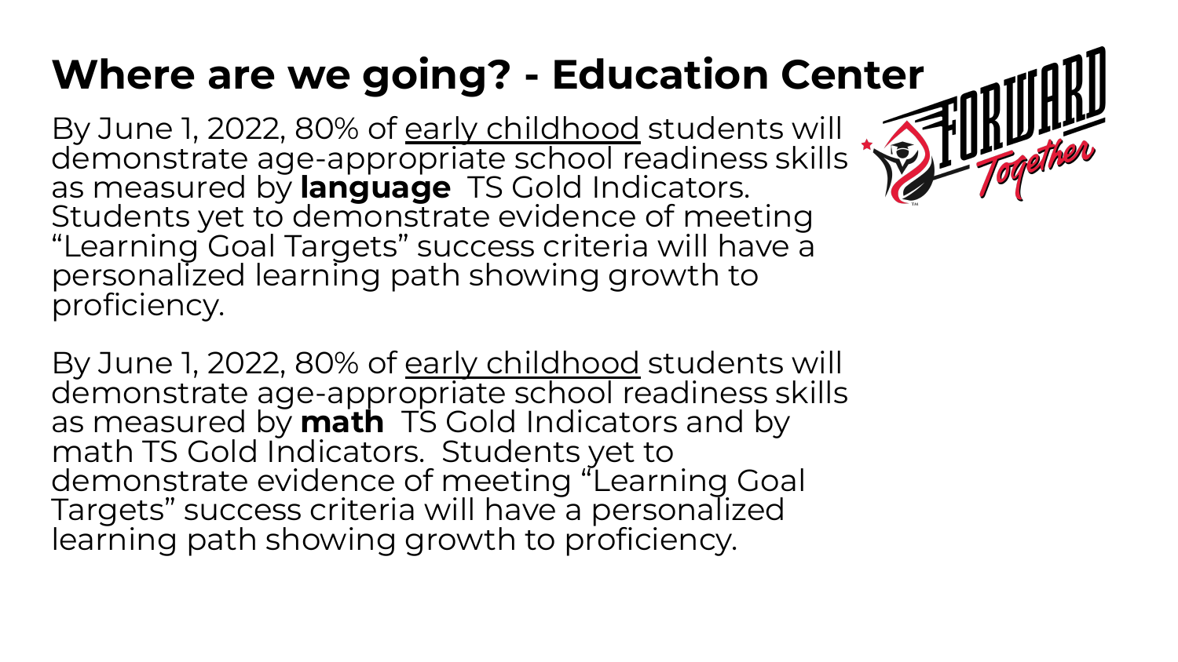# Where are we going? - Education Center

By June 1, 2022, 80% of <u>early childhood</u> students will demonstrate age-appropriate school readiness skills as measured by **language** TS Gold Indicators. Students yet to demonstrate evidence of meeting "Learning Goal Targets" success criteria will have a personalized learning path showing growth to proficiency.

By June 1, 2022, 80% of <u>early childhood</u> students will demonstrate age-appropriate school readiness skills as measured by **math** TS Gold Indicators and by math TS Gold Indicators. Students yet to demonstrate evidence of meeting "Learning Goal Targets" success criteria will have a personalized learning path showing growth to proficiency.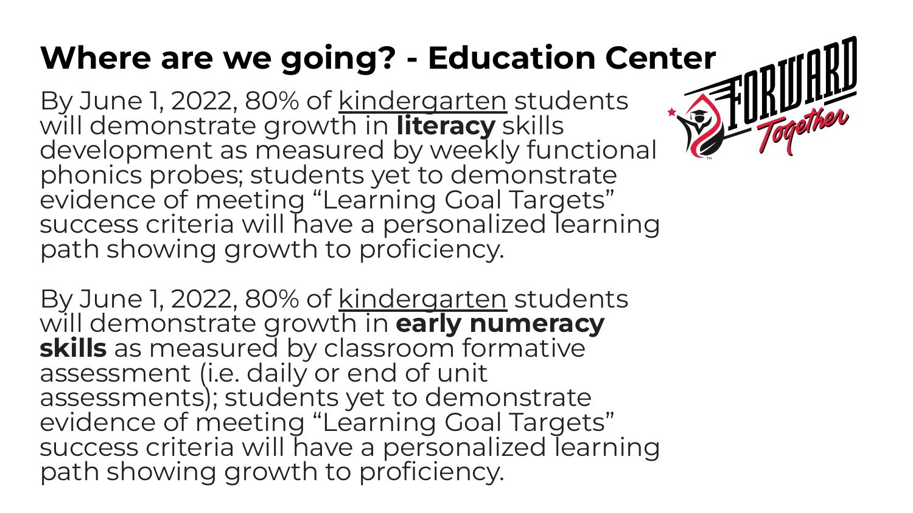# Where are we going? - Education Center

By June 1, 2022, 80% of kindergarten students will demonstrate growth in **literacy** skills development as measured by weekly functional phonics probes; students yet to demonstrate evidence of meeting "Learning Goal Targets" success criteria will have a personalized learning path showing growth to proficiency.

By June 1, 2022, 80% of kindergarten students will demonstrate growth in **early numeracy skills** as measured by classroom formative assessment (i.e. daily or end of unit assessments); students yet to demonstrate evidence of meeting "Learning Goal Targets" success criteria will have a personalized learning path showing growth to proficiency.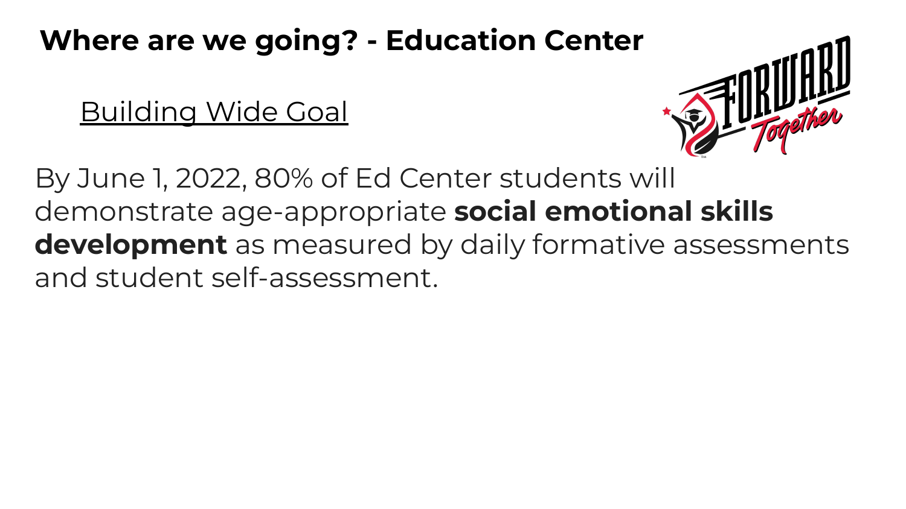# Where are we going? - Education Center

## Building Wide Goal

By June 1, 2022, 80% of Ed Center students will demonstrate age-appropriate **social emotional skills development** as measured by daily formative assessments and student self-assessment.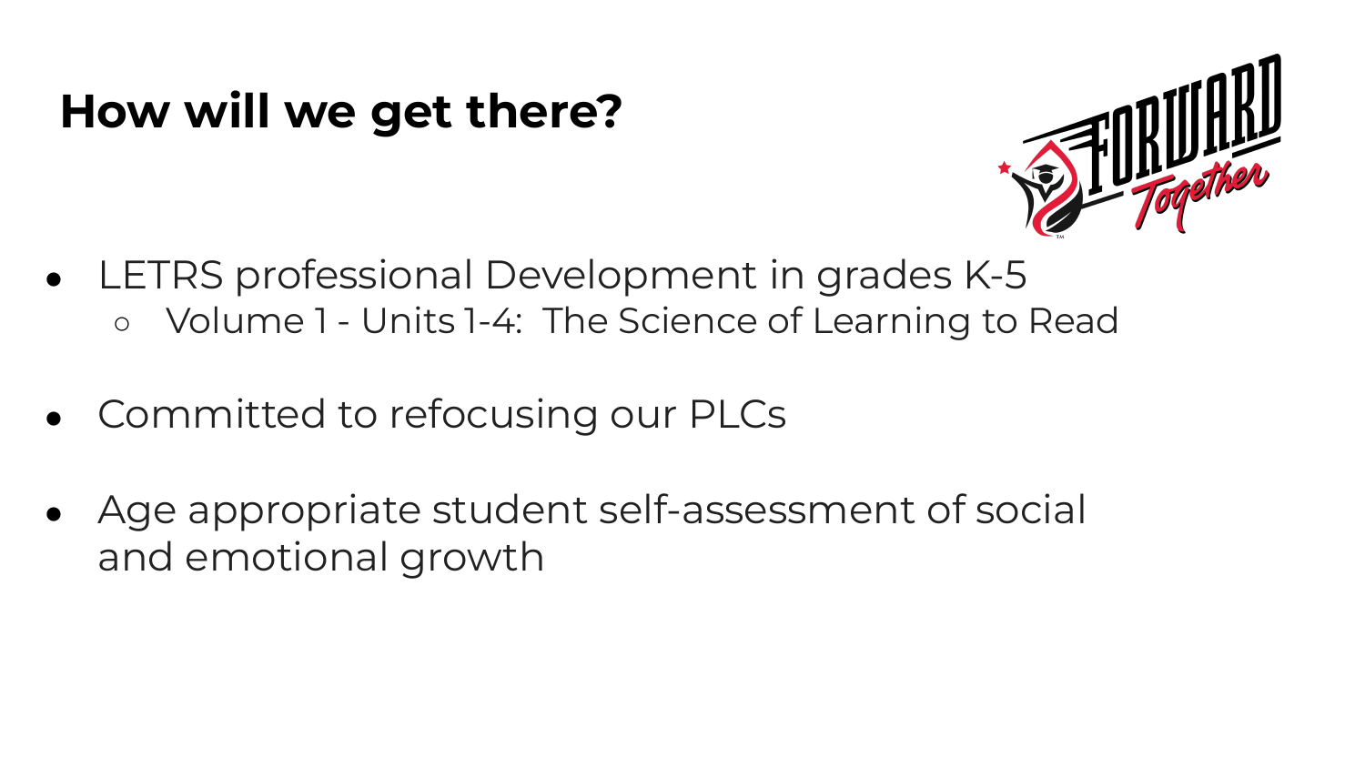# How will we get there?

- LETRS professional Development in grades K-5
  - Volume 1 - Units 1-4: The Science of Learning to Read
- Committed to refocusing our PLCs
- Age appropriate student self-assessment of social and emotional growth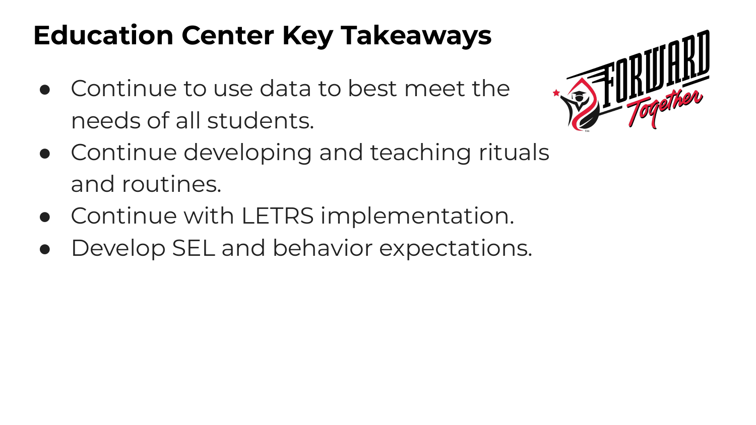# Education Center Key Takeaways

- Continue to use data to best meet the needs of all students.
- Continue developing and teaching rituals and routines.
- Continue with LETRS implementation.
- Develop SEL and behavior expectations.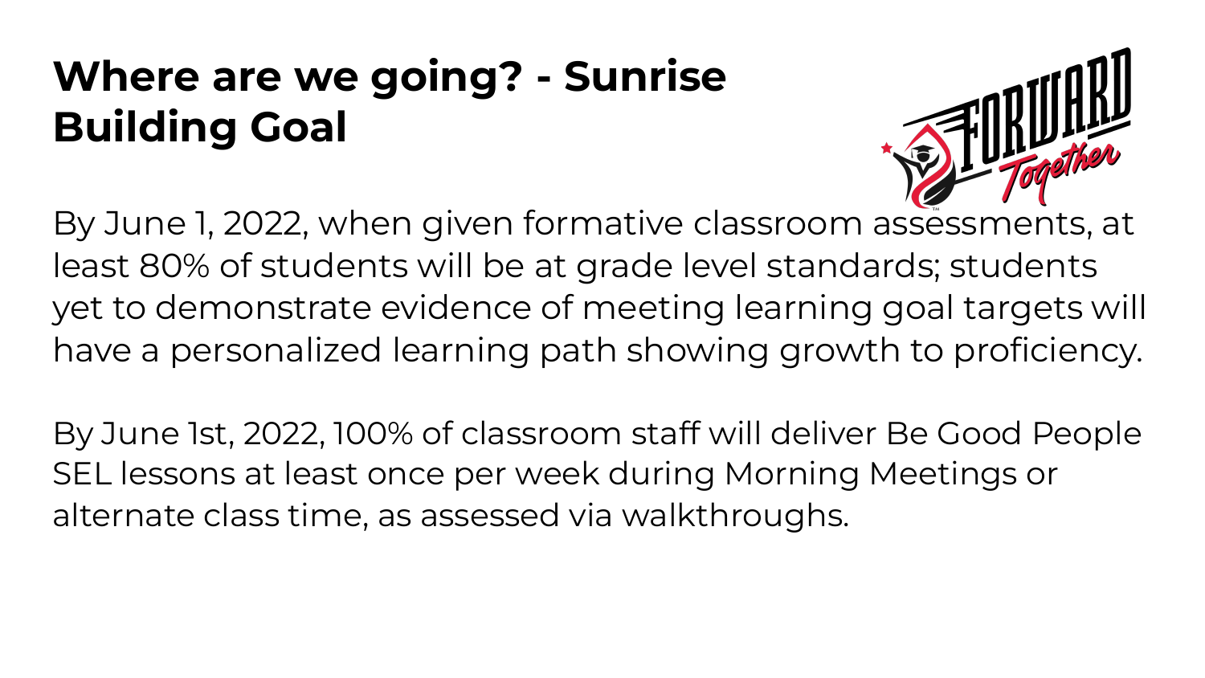# Where are we going? - Sunrise Building Goal

By June 1, 2022, when given formative classroom assessments, at least 80% of students will be at grade level standards; students yet to demonstrate evidence of meeting learning goal targets will have a personalized learning path showing growth to proficiency.

By June 1st, 2022, 100% of classroom staff will deliver Be Good People SEL lessons at least once per week during Morning Meetings or alternate class time, as assessed via walkthroughs.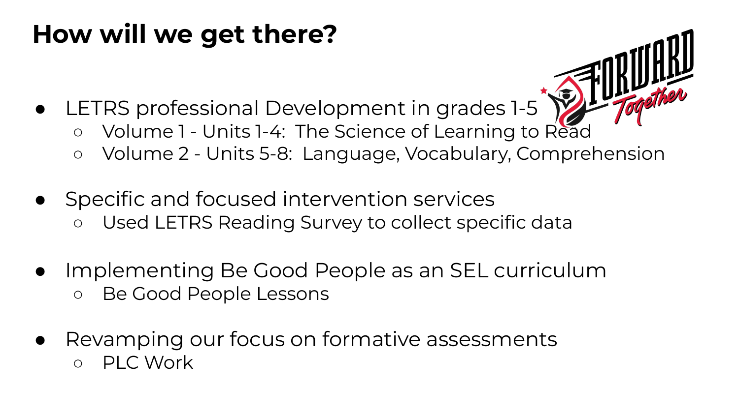# How will we get there?

- LETRS professional Development in grades 1-5
  - Volume 1 - Units 1-4: The Science of Learning to Read
  - Volume 2 - Units 5-8: Language, Vocabulary, Comprehension

- Specific and focused intervention services
  - Used LETRS Reading Survey to collect specific data

- Implementing Be Good People as an SEL curriculum
  - Be Good People Lessons

- Revamping our focus on formative assessments
  - PLC Work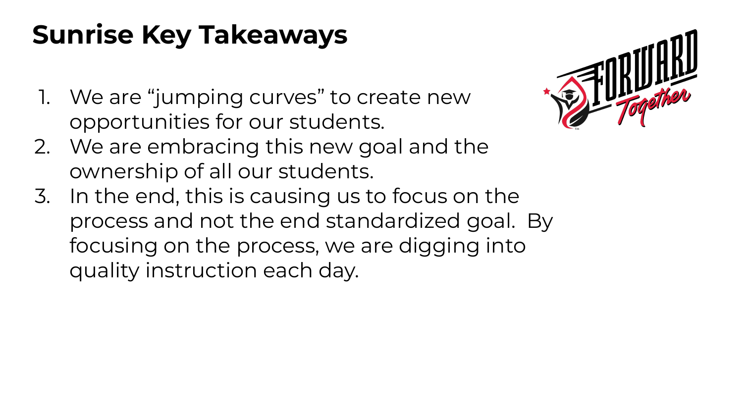# Sunrise Key Takeaways

1. We are “jumping curves” to create new opportunities for our students.
2. We are embracing this new goal and the ownership of all our students.
3. In the end, this is causing us to focus on the process and not the end standardized goal. By focusing on the process, we are digging into quality instruction each day.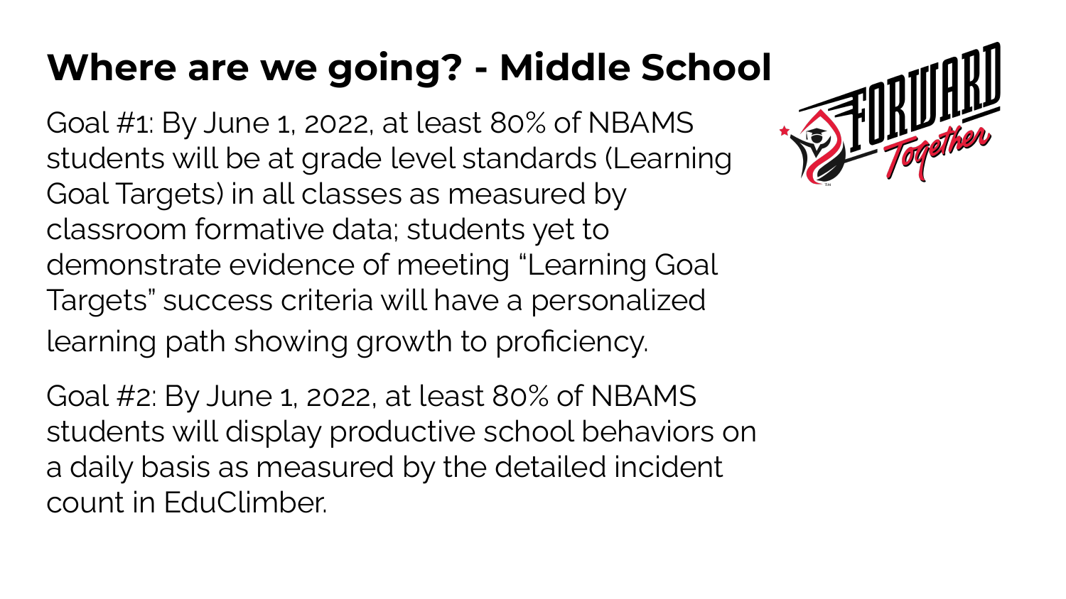# Where are we going? - Middle School

Goal #1: By June 1, 2022, at least 80% of NBAMS students will be at grade level standards (Learning Goal Targets) in all classes as measured by classroom formative data; students yet to demonstrate evidence of meeting "Learning Goal Targets" success criteria will have a personalized learning path showing growth to proficiency.

Goal #2: By June 1, 2022, at least 80% of NBAMS students will display productive school behaviors on a daily basis as measured by the detailed incident count in EduClimber.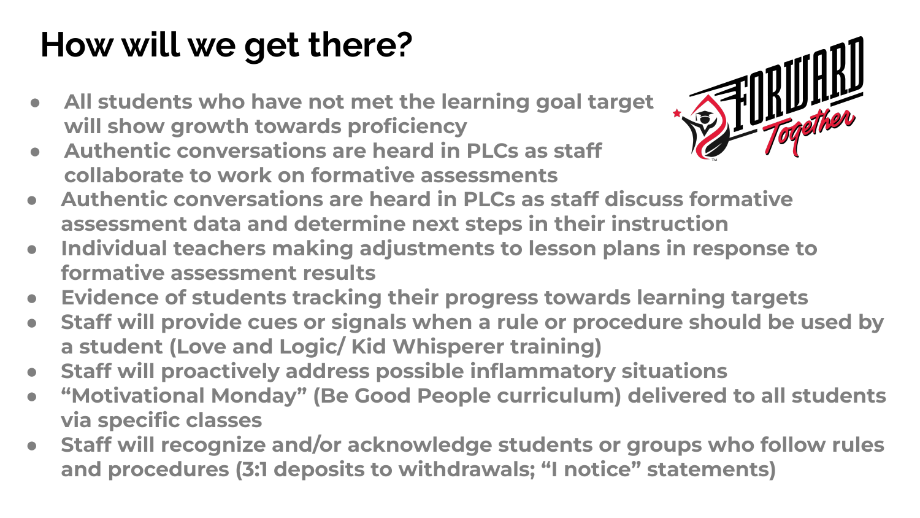# How will we get there?

- All students who have not met the learning goal target will show growth towards proficiency
- Authentic conversations are heard in PLCs as staff collaborate to work on formative assessments
- Authentic conversations are heard in PLCs as staff discuss formative assessment data and determine next steps in their instruction
- Individual teachers making adjustments to lesson plans in response to formative assessment results
- Evidence of students tracking their progress towards learning targets
- Staff will provide cues or signals when a rule or procedure should be used by a student (Love and Logic/ Kid Whisperer training)
- Staff will proactively address possible inflammatory situations
- "Motivational Monday" (Be Good People curriculum) delivered to all students via specific classes
- Staff will recognize and/or acknowledge students or groups who follow rules and procedures (3:1 deposits to withdrawals; "I notice" statements)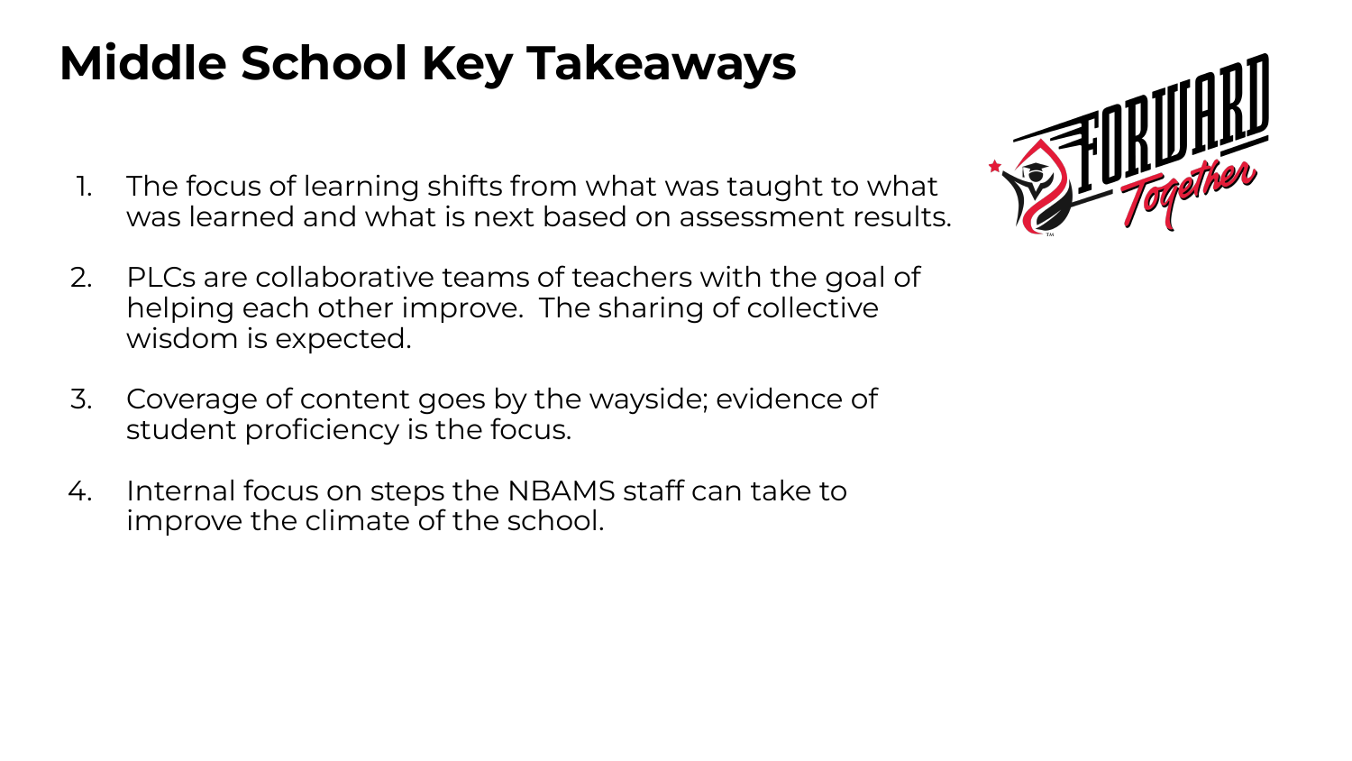# Middle School Key Takeaways

1. The focus of learning shifts from what was taught to what was learned and what is next based on assessment results.

2. PLCs are collaborative teams of teachers with the goal of helping each other improve. The sharing of collective wisdom is expected.

3. Coverage of content goes by the wayside; evidence of student proficiency is the focus.

4. Internal focus on steps the NBAMS staff can take to improve the climate of the school.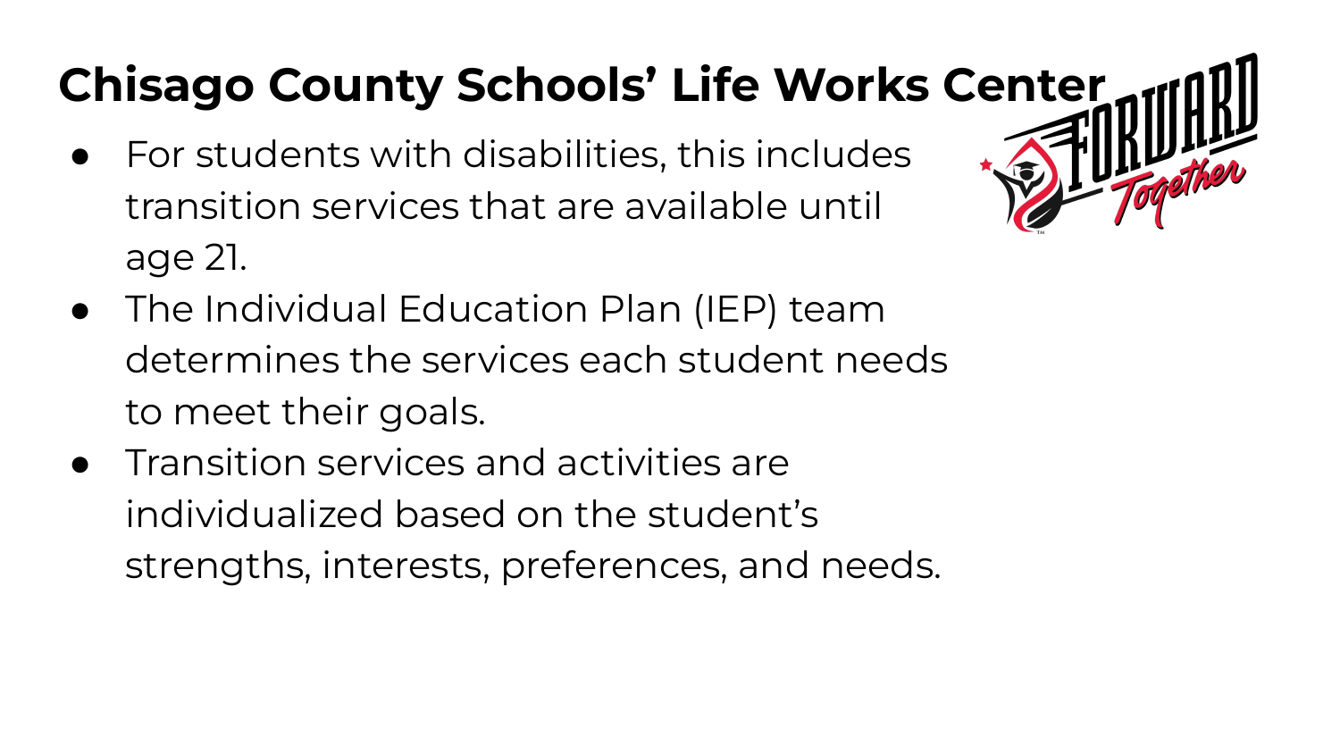# Chisago County Schools' Life Works Center

- For students with disabilities, this includes transition services that are available until age 21.
- The Individual Education Plan (IEP) team determines the services each student needs to meet their goals.
- Transition services and activities are individualized based on the student's strengths, interests, preferences, and needs.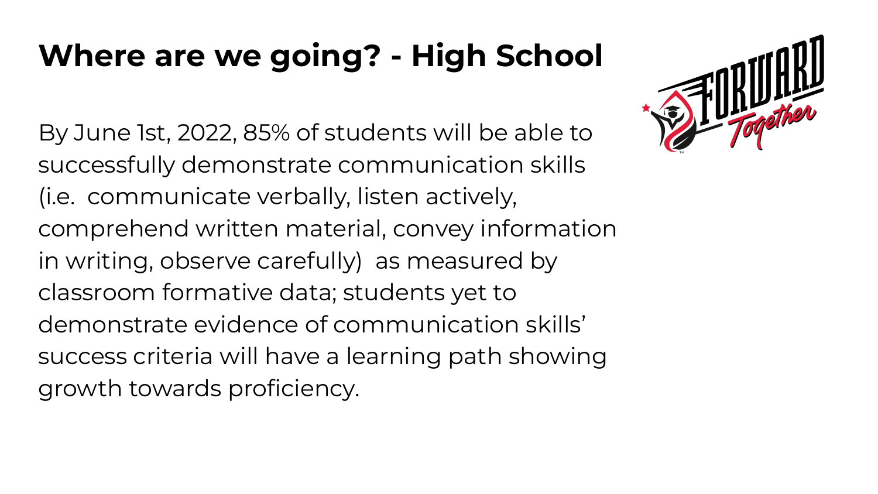# Where are we going? - High School

By June 1st, 2022, 85% of students will be able to successfully demonstrate communication skills (i.e. communicate verbally, listen actively, comprehend written material, convey information in writing, observe carefully) as measured by classroom formative data; students yet to demonstrate evidence of communication skills' success criteria will have a learning path showing growth towards proficiency.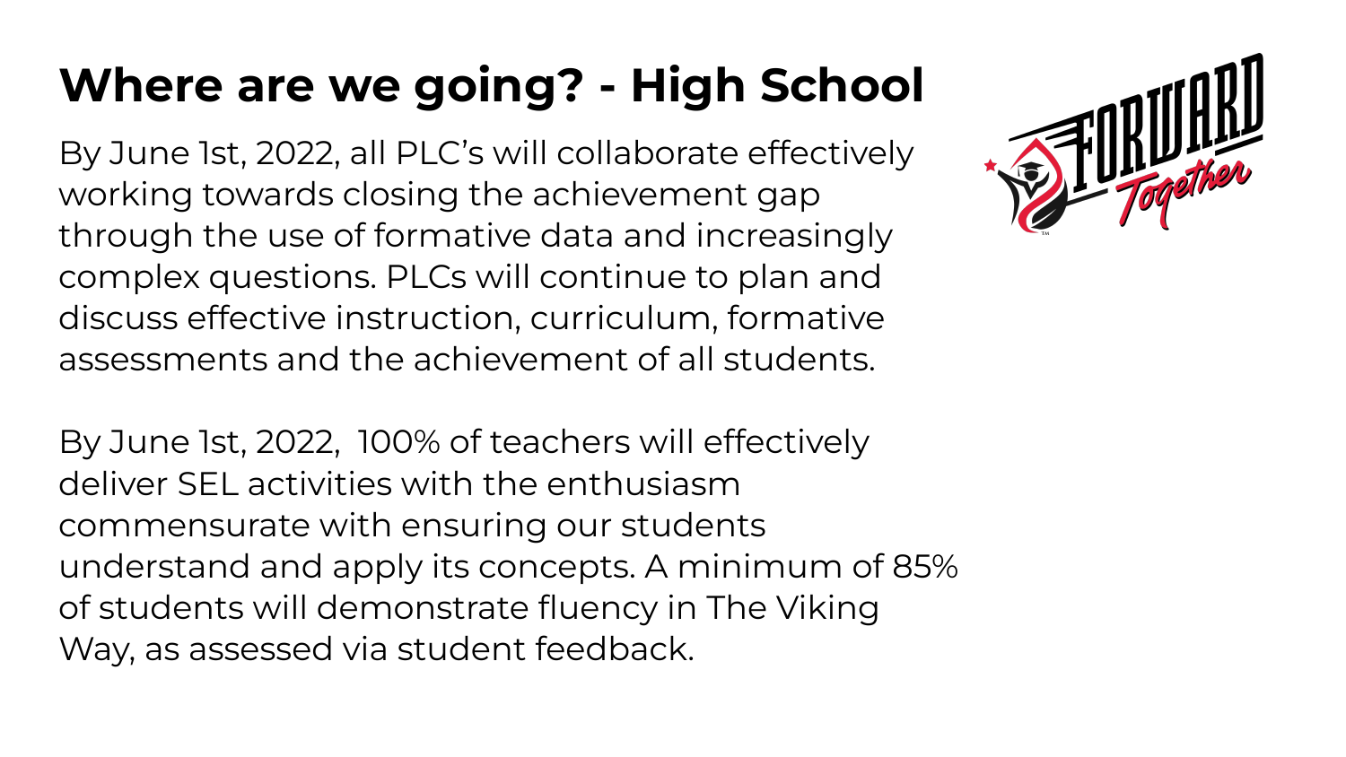# Where are we going? - High School

By June 1st, 2022, all PLC's will collaborate effectively working towards closing the achievement gap through the use of formative data and increasingly complex questions. PLCs will continue to plan and discuss effective instruction, curriculum, formative assessments and the achievement of all students.

By June 1st, 2022, 100% of teachers will effectively deliver SEL activities with the enthusiasm commensurate with ensuring our students understand and apply its concepts. A minimum of 85% of students will demonstrate fluency in The Viking Way, as assessed via student feedback.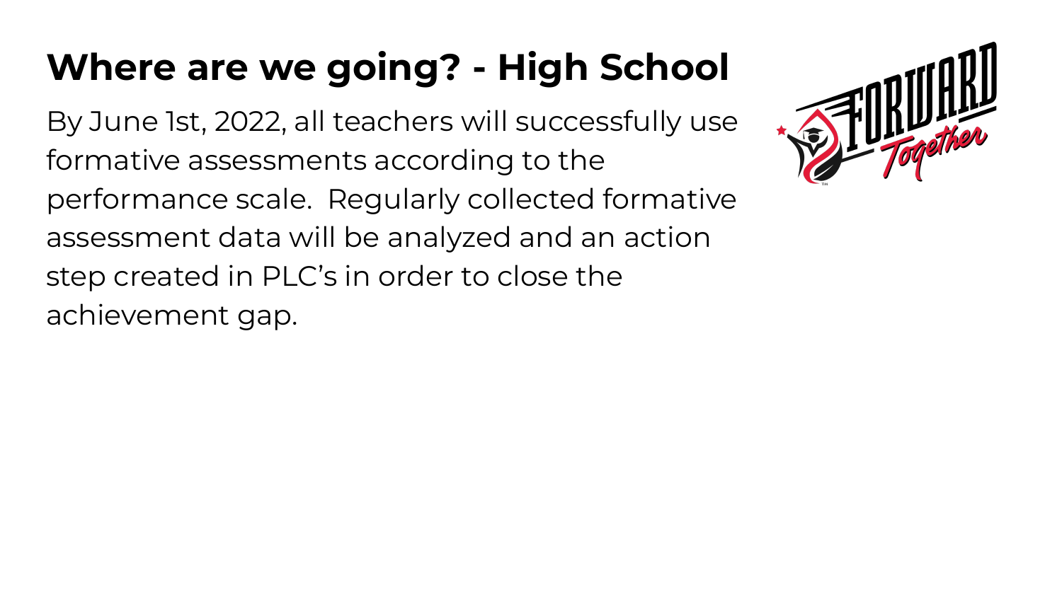# Where are we going? - High School

By June 1st, 2022, all teachers will successfully use formative assessments according to the performance scale. Regularly collected formative assessment data will be analyzed and an action step created in PLC's in order to close the achievement gap.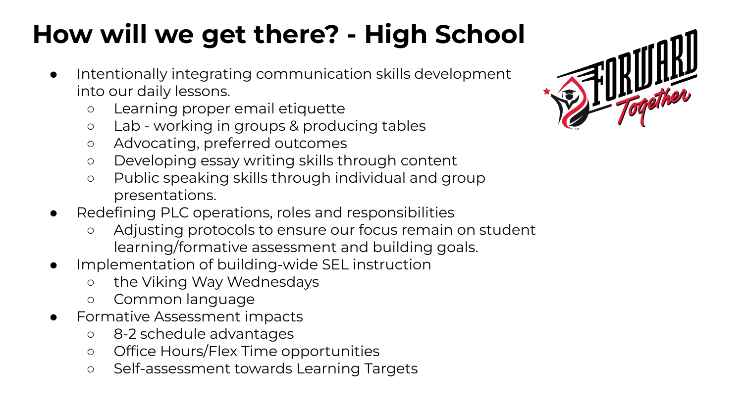# How will we get there? - High School

- Intentionally integrating communication skills development into our daily lessons.
    - Learning proper email etiquette
    - Lab - working in groups & producing tables
    - Advocating, preferred outcomes
    - Developing essay writing skills through content
    - Public speaking skills through individual and group presentations.
- Redefining PLC operations, roles and responsibilities
    - Adjusting protocols to ensure our focus remain on student learning/formative assessment and building goals.
- Implementation of building-wide SEL instruction
    - the Viking Way Wednesdays
    - Common language
- Formative Assessment impacts
    - 8-2 schedule advantages
    - Office Hours/Flex Time opportunities
    - Self-assessment towards Learning Targets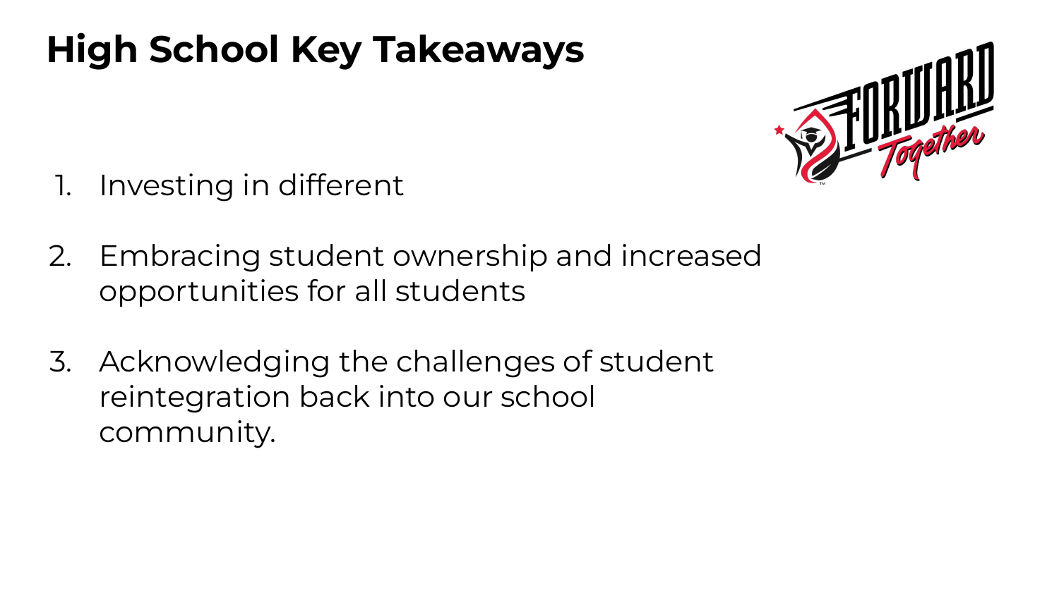# High School Key Takeaways

1. Investing in different
2. Embracing student ownership and increased opportunities for all students
3. Acknowledging the challenges of student reintegration back into our school community.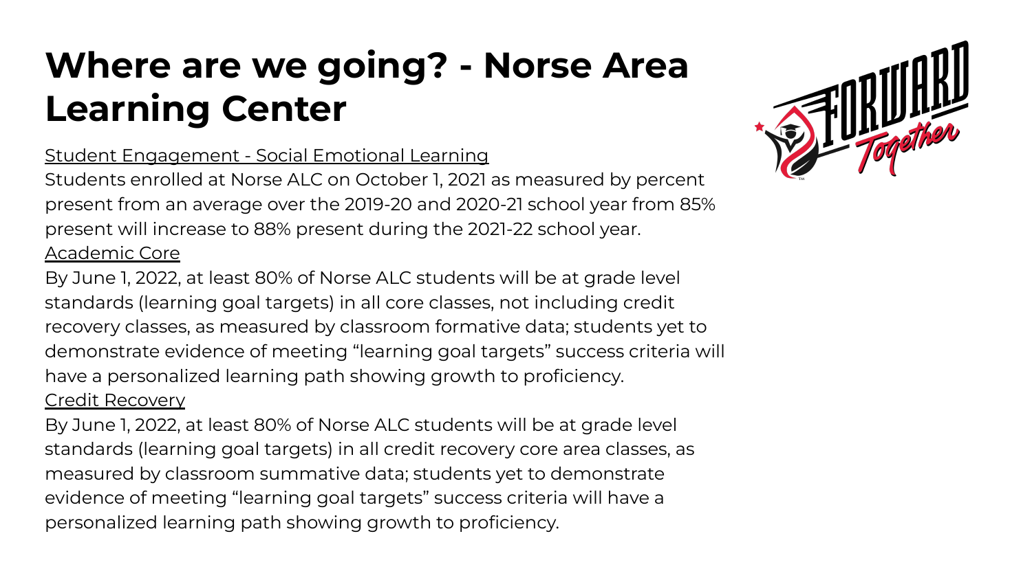# Where are we going? - Norse Area Learning Center

<u>Student Engagement - Social Emotional Learning</u>

Students enrolled at Norse ALC on October 1, 2021 as measured by percent present from an average over the 2019-20 and 2020-21 school year from 85% present will increase to 88% present during the 2021-22 school year.

<u>Academic Core</u>

By June 1, 2022, at least 80% of Norse ALC students will be at grade level standards (learning goal targets) in all core classes, not including credit recovery classes, as measured by classroom formative data; students yet to demonstrate evidence of meeting "learning goal targets" success criteria will have a personalized learning path showing growth to proficiency.

<u>Credit Recovery</u>

By June 1, 2022, at least 80% of Norse ALC students will be at grade level standards (learning goal targets) in all credit recovery core area classes, as measured by classroom summative data; students yet to demonstrate evidence of meeting "learning goal targets" success criteria will have a personalized learning path showing growth to proficiency.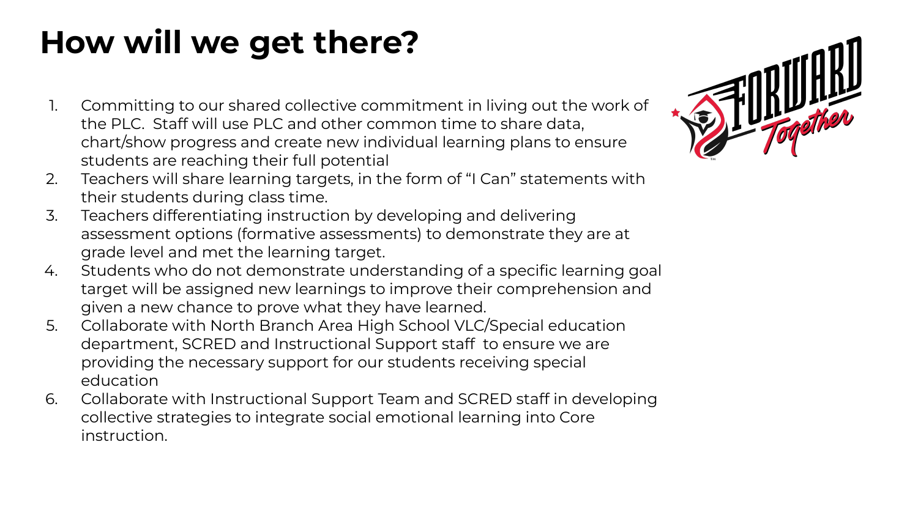# How will we get there?

1. Committing to our shared collective commitment in living out the work of the PLC. Staff will use PLC and other common time to share data, chart/show progress and create new individual learning plans to ensure students are reaching their full potential
2. Teachers will share learning targets, in the form of "I Can" statements with their students during class time.
3. Teachers differentiating instruction by developing and delivering assessment options (formative assessments) to demonstrate they are at grade level and met the learning target.
4. Students who do not demonstrate understanding of a specific learning goal target will be assigned new learnings to improve their comprehension and given a new chance to prove what they have learned.
5. Collaborate with North Branch Area High School VLC/Special education department, SCRED and Instructional Support staff to ensure we are providing the necessary support for our students receiving special education
6. Collaborate with Instructional Support Team and SCRED staff in developing collective strategies to integrate social emotional learning into Core instruction.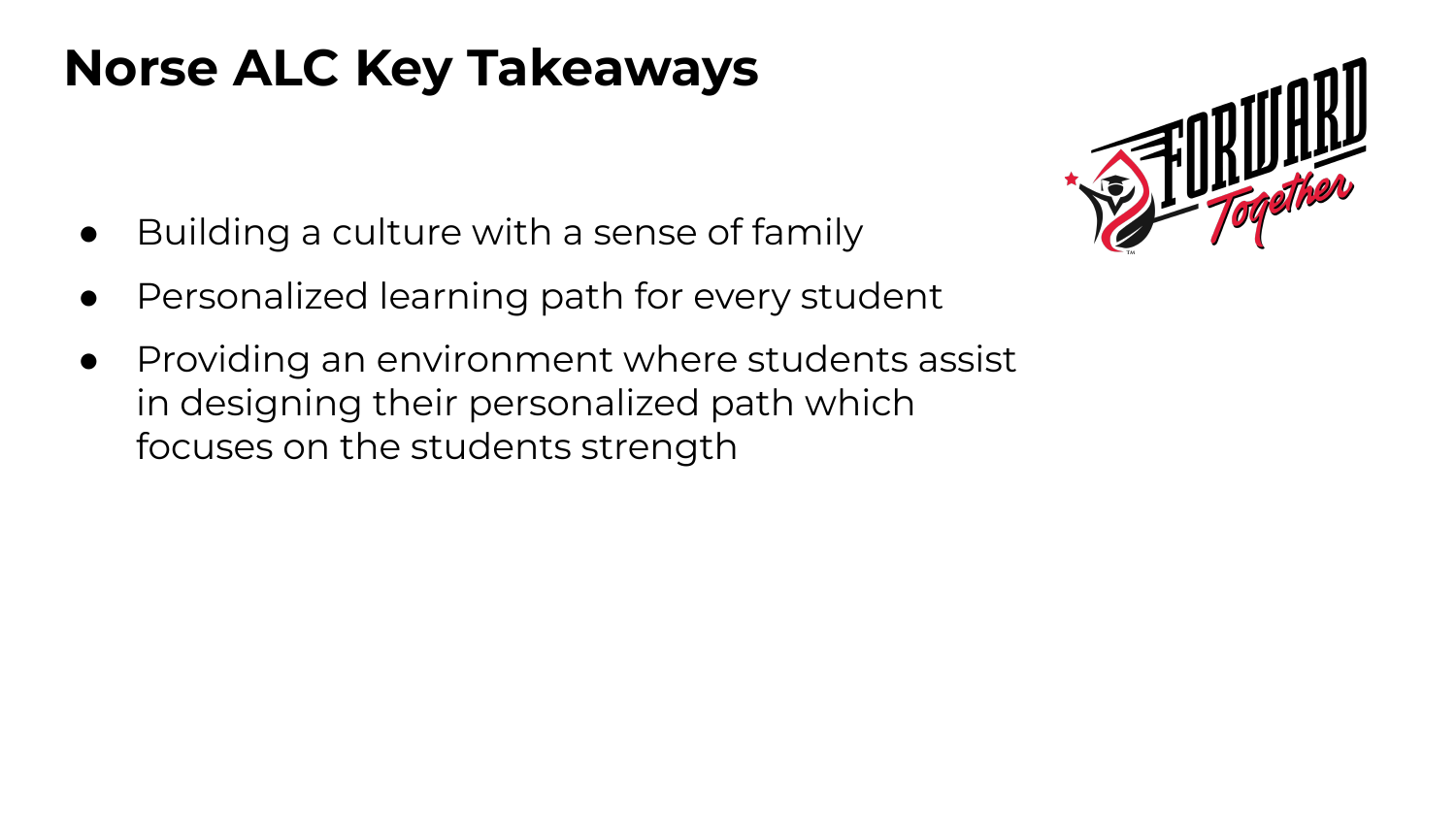# Norse ALC Key Takeaways

- Building a culture with a sense of family
- Personalized learning path for every student
- Providing an environment where students assist in designing their personalized path which focuses on the students strength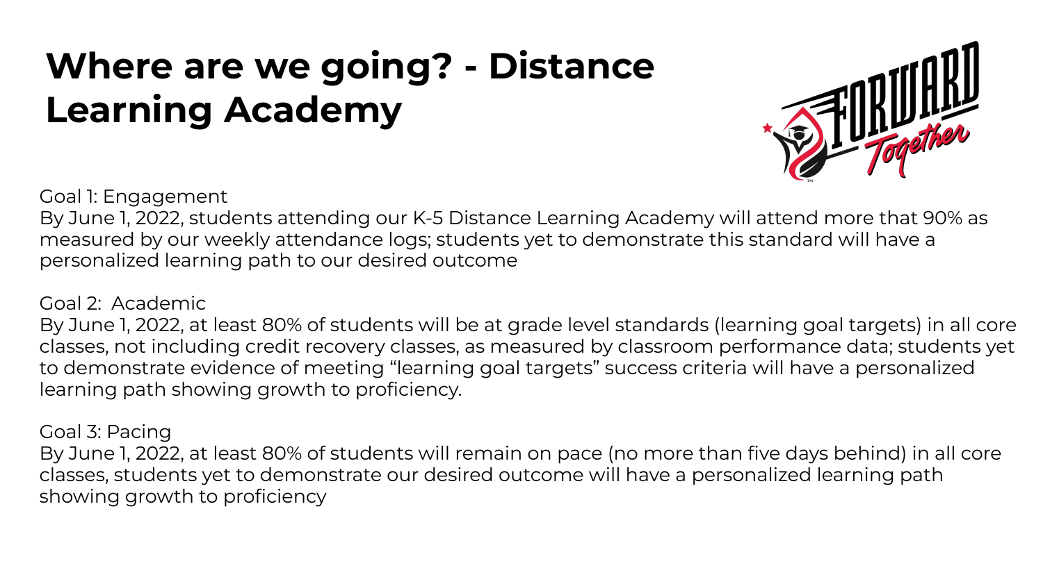# Where are we going? - Distance Learning Academy

Goal 1: Engagement
By June 1, 2022, students attending our K-5 Distance Learning Academy will attend more that 90% as measured by our weekly attendance logs; students yet to demonstrate this standard will have a personalized learning path to our desired outcome

Goal 2: Academic
By June 1, 2022, at least 80% of students will be at grade level standards (learning goal targets) in all core classes, not including credit recovery classes, as measured by classroom performance data; students yet to demonstrate evidence of meeting "learning goal targets" success criteria will have a personalized learning path showing growth to proficiency.

Goal 3: Pacing
By June 1, 2022, at least 80% of students will remain on pace (no more than five days behind) in all core classes, students yet to demonstrate our desired outcome will have a personalized learning path showing growth to proficiency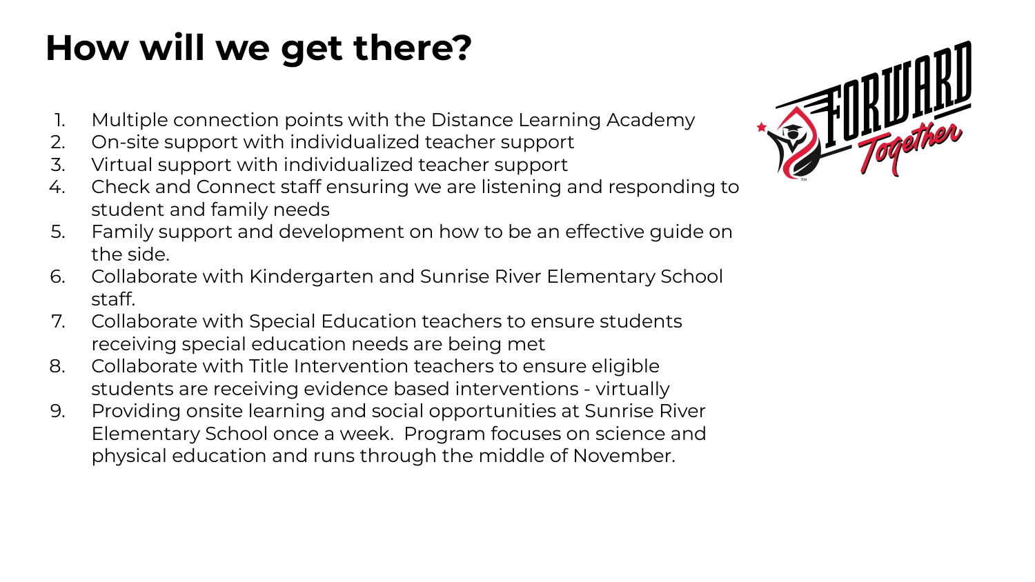# How will we get there?

1. Multiple connection points with the Distance Learning Academy
2. On-site support with individualized teacher support
3. Virtual support with individualized teacher support
4. Check and Connect staff ensuring we are listening and responding to student and family needs
5. Family support and development on how to be an effective guide on the side.
6. Collaborate with Kindergarten and Sunrise River Elementary School staff.
7. Collaborate with Special Education teachers to ensure students receiving special education needs are being met
8. Collaborate with Title Intervention teachers to ensure eligible students are receiving evidence based interventions - virtually
9. Providing onsite learning and social opportunities at Sunrise River Elementary School once a week. Program focuses on science and physical education and runs through the middle of November.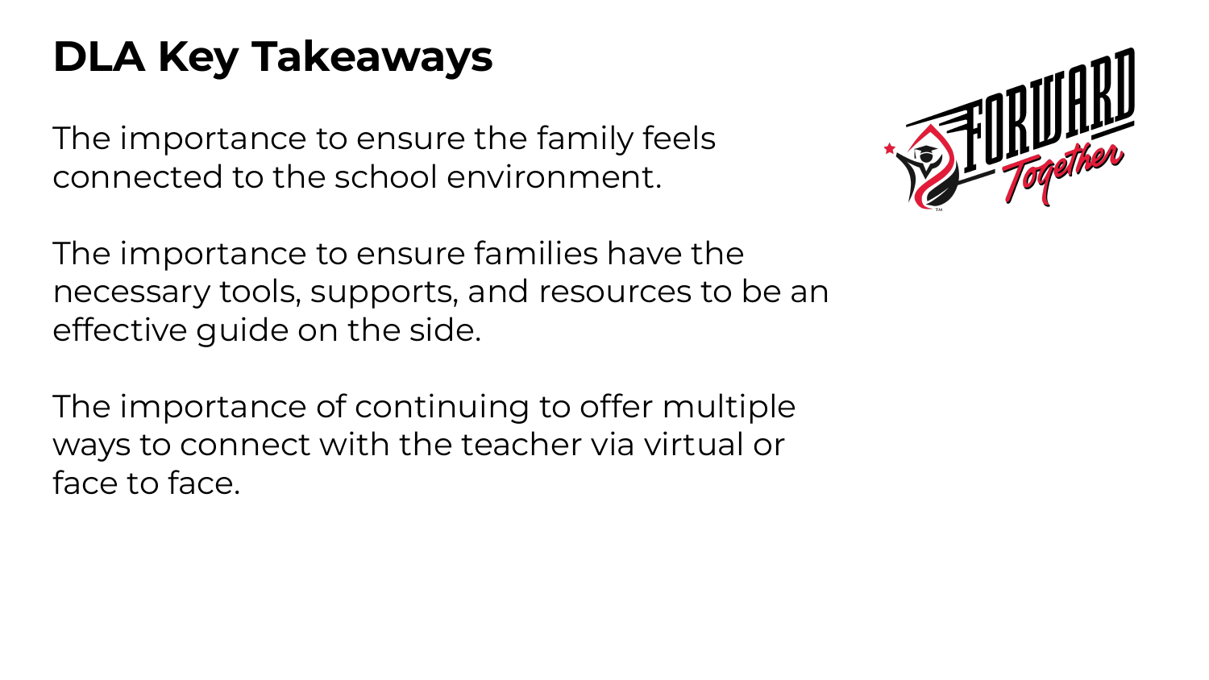# DLA Key Takeaways

The importance to ensure the family feels connected to the school environment.

The importance to ensure families have the necessary tools, supports, and resources to be an effective guide on the side.

The importance of continuing to offer multiple ways to connect with the teacher via virtual or face to face.